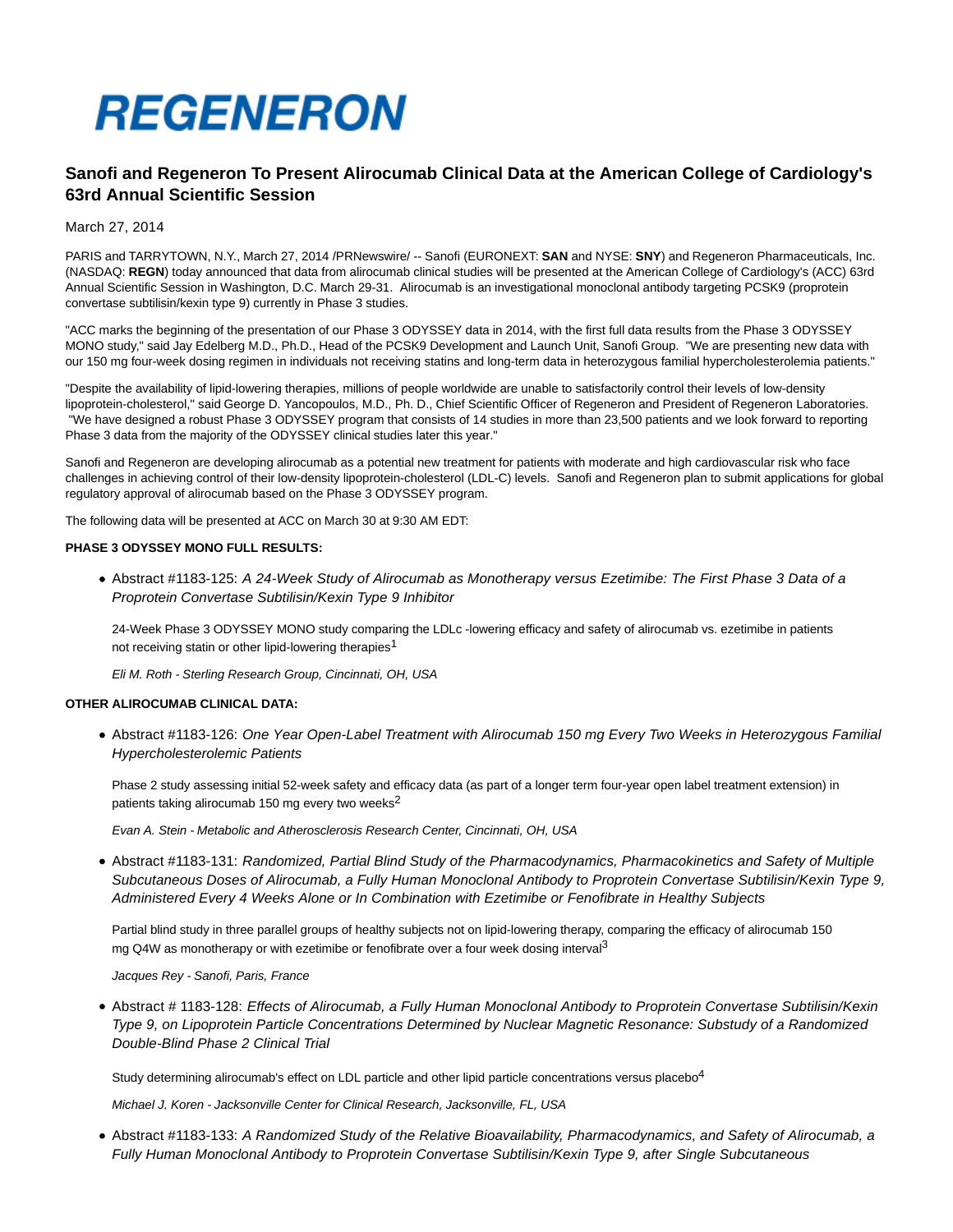REGENERON

# Sanofi and Regeneron To Present Alirocumab Clinical Data at the American College of Cardiology's 63rd Annual Scientific Session

March 27, 2014

PARIS and TARRYTOWN, N.Y., March 27, 2014 /PRNewswire/ -- Sanofi (EURONEXT: **SAN** and NYSE: **SNY**) and Regeneron Pharmaceuticals, Inc. (NASDAQ: **REGN**) today announced that data from alirocumab clinical studies will be presented at the American College of Cardiology's (ACC) 63rd Annual Scientific Session in Washington, D.C. March 29-31. Alirocumab is an investigational monoclonal antibody targeting PCSK9 (proprotein convertase subtilisin/kexin type 9) currently in Phase 3 studies.

"ACC marks the beginning of the presentation of our Phase 3 ODYSSEY data in 2014, with the first full data results from the Phase 3 ODYSSEY MONO study," said Jay Edelberg M.D., Ph.D., Head of the PCSK9 Development and Launch Unit, Sanofi Group. "We are presenting new data with our 150 mg four-week dosing regimen in individuals not receiving statins and long-term data in heterozygous familial hypercholesterolemia patients."

"Despite the availability of lipid-lowering therapies, millions of people worldwide are unable to satisfactorily control their levels of low-density lipoprotein-cholesterol," said George D. Yancopoulos, M.D., Ph. D., Chief Scientific Officer of Regeneron and President of Regeneron Laboratories. "We have designed a robust Phase 3 ODYSSEY program that consists of 14 studies in more than 23,500 patients and we look forward to reporting Phase 3 data from the majority of the ODYSSEY clinical studies later this year."

Sanofi and Regeneron are developing alirocumab as a potential new treatment for patients with moderate and high cardiovascular risk who face challenges in achieving control of their low-density lipoprotein-cholesterol (LDL-C) levels. Sanofi and Regeneron plan to submit applications for global regulatory approval of alirocumab based on the Phase 3 ODYSSEY program.

The following data will be presented at ACC on March 30 at 9:30 AM EDT:

**PHASE 3 ODYSSEY MONO FULL RESULTS:**

- Abstract #1183-125: *A 24-Week Study of Alirocumab as Monotherapy versus Ezetimibe: The First Phase 3 Data of a Proprotein Convertase Subtilisin/Kexin Type 9 Inhibitor*

  24-Week Phase 3 ODYSSEY MONO study comparing the LDLc -lowering efficacy and safety of alirocumab vs. ezetimibe in patients not receiving statin or other lipid-lowering therapies[1]

  *Eli M. Roth - Sterling Research Group, Cincinnati, OH, USA*

**OTHER ALIROCUMAB CLINICAL DATA:**

- Abstract #1183-126: *One Year Open-Label Treatment with Alirocumab 150 mg Every Two Weeks in Heterozygous Familial Hypercholesterolemic Patients*

  Phase 2 study assessing initial 52-week safety and efficacy data (as part of a longer term four-year open label treatment extension) in patients taking alirocumab 150 mg every two weeks[2]

  *Evan A. Stein - Metabolic and Atherosclerosis Research Center, Cincinnati, OH, USA*

- Abstract #1183-131: *Randomized, Partial Blind Study of the Pharmacodynamics, Pharmacokinetics and Safety of Multiple Subcutaneous Doses of Alirocumab, a Fully Human Monoclonal Antibody to Proprotein Convertase Subtilisin/Kexin Type 9, Administered Every 4 Weeks Alone or In Combination with Ezetimibe or Fenofibrate in Healthy Subjects*

  Partial blind study in three parallel groups of healthy subjects not on lipid-lowering therapy, comparing the efficacy of alirocumab 150 mg Q4W as monotherapy or with ezetimibe or fenofibrate over a four week dosing interval[3]

  *Jacques Rey - Sanofi, Paris, France*

- Abstract # 1183-128: *Effects of Alirocumab, a Fully Human Monoclonal Antibody to Proprotein Convertase Subtilisin/Kexin Type 9, on Lipoprotein Particle Concentrations Determined by Nuclear Magnetic Resonance: Substudy of a Randomized Double-Blind Phase 2 Clinical Trial*

  Study determining alirocumab's effect on LDL particle and other lipid particle concentrations versus placebo[4]

  *Michael J. Koren - Jacksonville Center for Clinical Research, Jacksonville, FL, USA*

- Abstract #1183-133: *A Randomized Study of the Relative Bioavailability, Pharmacodynamics, and Safety of Alirocumab, a Fully Human Monoclonal Antibody to Proprotein Convertase Subtilisin/Kexin Type 9, after Single Subcutaneous*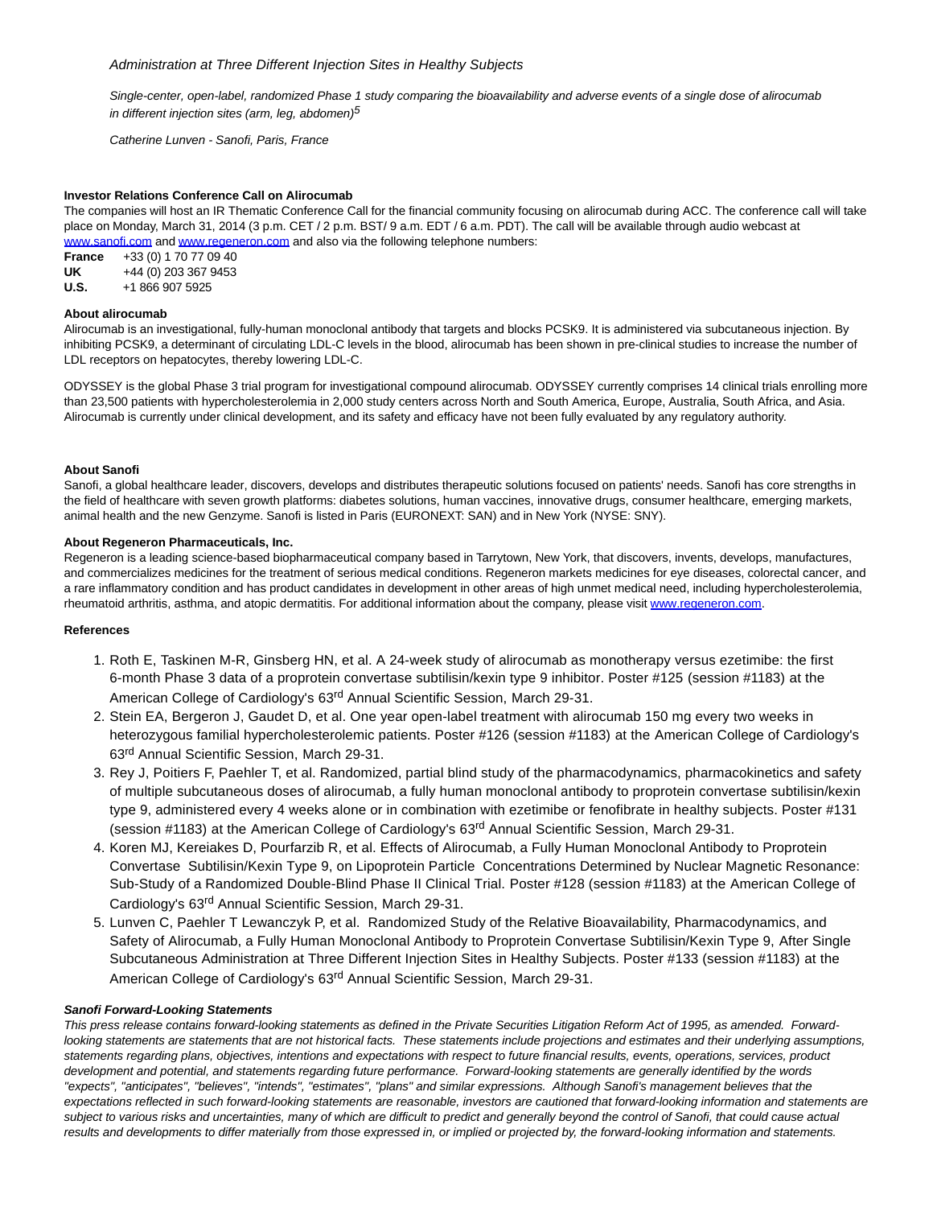*Administration at Three Different Injection Sites in Healthy Subjects*

*Single-center, open-label, randomized Phase 1 study comparing the bioavailability and adverse events of a single dose of alirocumab in different injection sites (arm, leg, abdomen)*[5]

*Catherine Lunven - Sanofi, Paris, France*

**Investor Relations Conference Call on Alirocumab**

The companies will host an IR Thematic Conference Call for the financial community focusing on alirocumab during ACC. The conference call will take place on Monday, March 31, 2014 (3 p.m. CET / 2 p.m. BST/ 9 a.m. EDT / 6 a.m. PDT). The call will be available through audio webcast at www.sanofi.com and www.regeneron.com and also via the following telephone numbers:

**France** +33 (0) 1 70 77 09 40
**UK** +44 (0) 203 367 9453
**U.S.** +1 866 907 5925

**About alirocumab**

Alirocumab is an investigational, fully-human monoclonal antibody that targets and blocks PCSK9. It is administered via subcutaneous injection. By inhibiting PCSK9, a determinant of circulating LDL-C levels in the blood, alirocumab has been shown in pre-clinical studies to increase the number of LDL receptors on hepatocytes, thereby lowering LDL-C.

ODYSSEY is the global Phase 3 trial program for investigational compound alirocumab. ODYSSEY currently comprises 14 clinical trials enrolling more than 23,500 patients with hypercholesterolemia in 2,000 study centers across North and South America, Europe, Australia, South Africa, and Asia. Alirocumab is currently under clinical development, and its safety and efficacy have not been fully evaluated by any regulatory authority.

**About Sanofi**

Sanofi, a global healthcare leader, discovers, develops and distributes therapeutic solutions focused on patients' needs. Sanofi has core strengths in the field of healthcare with seven growth platforms: diabetes solutions, human vaccines, innovative drugs, consumer healthcare, emerging markets, animal health and the new Genzyme. Sanofi is listed in Paris (EURONEXT: SAN) and in New York (NYSE: SNY).

**About Regeneron Pharmaceuticals, Inc.**

Regeneron is a leading science-based biopharmaceutical company based in Tarrytown, New York, that discovers, invents, develops, manufactures, and commercializes medicines for the treatment of serious medical conditions. Regeneron markets medicines for eye diseases, colorectal cancer, and a rare inflammatory condition and has product candidates in development in other areas of high unmet medical need, including hypercholesterolemia, rheumatoid arthritis, asthma, and atopic dermatitis. For additional information about the company, please visit www.regeneron.com.

**References**

1. Roth E, Taskinen M-R, Ginsberg HN, et al. A 24-week study of alirocumab as monotherapy versus ezetimibe: the first 6-month Phase 3 data of a proprotein convertase subtilisin/kexin type 9 inhibitor. Poster #125 (session #1183) at the American College of Cardiology's 63rd Annual Scientific Session, March 29-31.
2. Stein EA, Bergeron J, Gaudet D, et al. One year open-label treatment with alirocumab 150 mg every two weeks in heterozygous familial hypercholesterolemic patients. Poster #126 (session #1183) at the American College of Cardiology's 63rd Annual Scientific Session, March 29-31.
3. Rey J, Poitiers F, Paehler T, et al. Randomized, partial blind study of the pharmacodynamics, pharmacokinetics and safety of multiple subcutaneous doses of alirocumab, a fully human monoclonal antibody to proprotein convertase subtilisin/kexin type 9, administered every 4 weeks alone or in combination with ezetimibe or fenofibrate in healthy subjects. Poster #131 (session #1183) at the American College of Cardiology's 63rd Annual Scientific Session, March 29-31.
4. Koren MJ, Kereiakes D, Pourfarzib R, et al. Effects of Alirocumab, a Fully Human Monoclonal Antibody to Proprotein Convertase Subtilisin/Kexin Type 9, on Lipoprotein Particle Concentrations Determined by Nuclear Magnetic Resonance: Sub-Study of a Randomized Double-Blind Phase II Clinical Trial. Poster #128 (session #1183) at the American College of Cardiology's 63rd Annual Scientific Session, March 29-31.
5. Lunven C, Paehler T Lewanczyk P, et al. Randomized Study of the Relative Bioavailability, Pharmacodynamics, and Safety of Alirocumab, a Fully Human Monoclonal Antibody to Proprotein Convertase Subtilisin/Kexin Type 9, After Single Subcutaneous Administration at Three Different Injection Sites in Healthy Subjects. Poster #133 (session #1183) at the American College of Cardiology's 63rd Annual Scientific Session, March 29-31.

***Sanofi Forward-Looking Statements***

*This press release contains forward-looking statements as defined in the Private Securities Litigation Reform Act of 1995, as amended. Forward-looking statements are statements that are not historical facts. These statements include projections and estimates and their underlying assumptions, statements regarding plans, objectives, intentions and expectations with respect to future financial results, events, operations, services, product development and potential, and statements regarding future performance. Forward-looking statements are generally identified by the words "expects", "anticipates", "believes", "intends", "estimates", "plans" and similar expressions. Although Sanofi's management believes that the expectations reflected in such forward-looking statements are reasonable, investors are cautioned that forward-looking information and statements are subject to various risks and uncertainties, many of which are difficult to predict and generally beyond the control of Sanofi, that could cause actual results and developments to differ materially from those expressed in, or implied or projected by, the forward-looking information and statements.*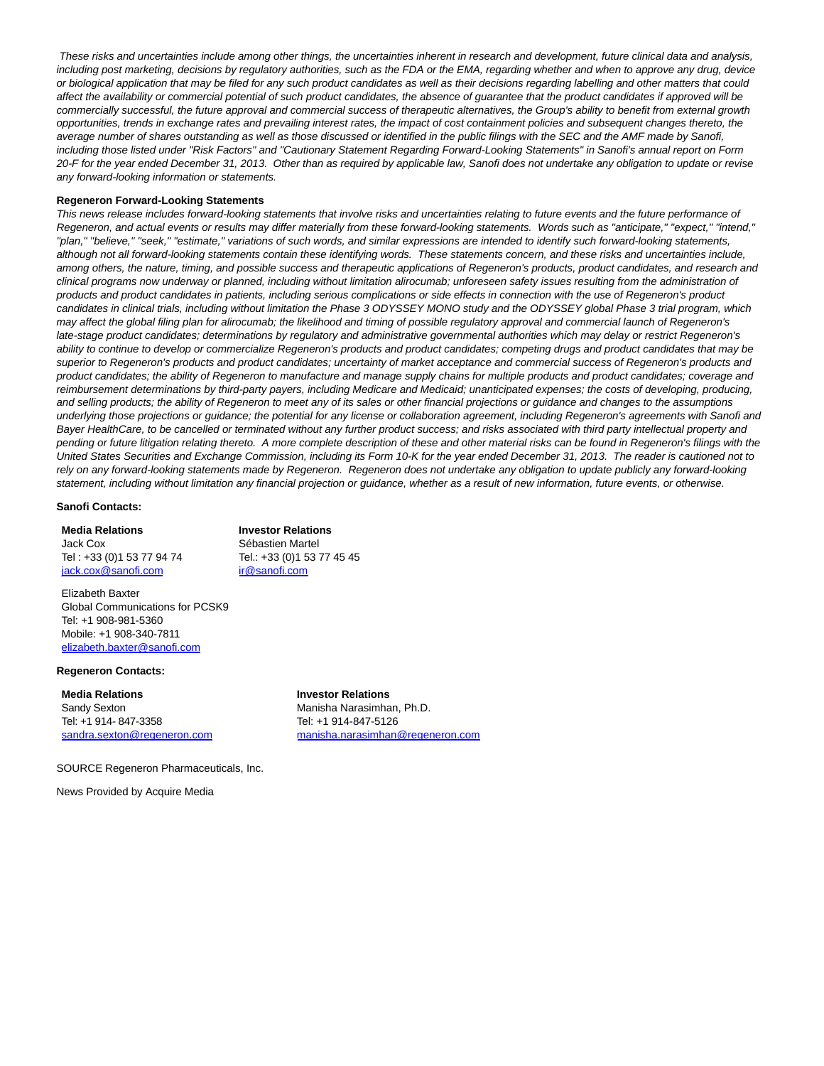*These risks and uncertainties include among other things, the uncertainties inherent in research and development, future clinical data and analysis, including post marketing, decisions by regulatory authorities, such as the FDA or the EMA, regarding whether and when to approve any drug, device or biological application that may be filed for any such product candidates as well as their decisions regarding labelling and other matters that could affect the availability or commercial potential of such product candidates, the absence of guarantee that the product candidates if approved will be commercially successful, the future approval and commercial success of therapeutic alternatives, the Group's ability to benefit from external growth opportunities, trends in exchange rates and prevailing interest rates, the impact of cost containment policies and subsequent changes thereto, the average number of shares outstanding as well as those discussed or identified in the public filings with the SEC and the AMF made by Sanofi, including those listed under "Risk Factors" and "Cautionary Statement Regarding Forward-Looking Statements" in Sanofi's annual report on Form 20-F for the year ended December 31, 2013. Other than as required by applicable law, Sanofi does not undertake any obligation to update or revise any forward-looking information or statements.*

**Regeneron Forward-Looking Statements**

*This news release includes forward-looking statements that involve risks and uncertainties relating to future events and the future performance of Regeneron, and actual events or results may differ materially from these forward-looking statements. Words such as "anticipate," "expect," "intend," "plan," "believe," "seek," "estimate," variations of such words, and similar expressions are intended to identify such forward-looking statements, although not all forward-looking statements contain these identifying words. These statements concern, and these risks and uncertainties include, among others, the nature, timing, and possible success and therapeutic applications of Regeneron's products, product candidates, and research and clinical programs now underway or planned, including without limitation alirocumab; unforeseen safety issues resulting from the administration of products and product candidates in patients, including serious complications or side effects in connection with the use of Regeneron's product candidates in clinical trials, including without limitation the Phase 3 ODYSSEY MONO study and the ODYSSEY global Phase 3 trial program, which may affect the global filing plan for alirocumab; the likelihood and timing of possible regulatory approval and commercial launch of Regeneron's late-stage product candidates; determinations by regulatory and administrative governmental authorities which may delay or restrict Regeneron's ability to continue to develop or commercialize Regeneron's products and product candidates; competing drugs and product candidates that may be superior to Regeneron's products and product candidates; uncertainty of market acceptance and commercial success of Regeneron's products and product candidates; the ability of Regeneron to manufacture and manage supply chains for multiple products and product candidates; coverage and reimbursement determinations by third-party payers, including Medicare and Medicaid; unanticipated expenses; the costs of developing, producing, and selling products; the ability of Regeneron to meet any of its sales or other financial projections or guidance and changes to the assumptions underlying those projections or guidance; the potential for any license or collaboration agreement, including Regeneron's agreements with Sanofi and Bayer HealthCare, to be cancelled or terminated without any further product success; and risks associated with third party intellectual property and pending or future litigation relating thereto. A more complete description of these and other material risks can be found in Regeneron's filings with the United States Securities and Exchange Commission, including its Form 10-K for the year ended December 31, 2013. The reader is cautioned not to rely on any forward-looking statements made by Regeneron. Regeneron does not undertake any obligation to update publicly any forward-looking statement, including without limitation any financial projection or guidance, whether as a result of new information, future events, or otherwise.*

**Sanofi Contacts:**

**Media Relations**
Jack Cox
Tel : +33 (0)1 53 77 94 74
jack.cox@sanofi.com

**Investor Relations**
Sébastien Martel
Tel.: +33 (0)1 53 77 45 45
ir@sanofi.com

Elizabeth Baxter
Global Communications for PCSK9
Tel: +1 908-981-5360
Mobile: +1 908-340-7811
elizabeth.baxter@sanofi.com

**Regeneron Contacts:**

**Media Relations**
Sandy Sexton
Tel: +1 914- 847-3358
sandra.sexton@regeneron.com

**Investor Relations**
Manisha Narasimhan, Ph.D.
Tel: +1 914-847-5126
manisha.narasimhan@regeneron.com

SOURCE Regeneron Pharmaceuticals, Inc.

News Provided by Acquire Media